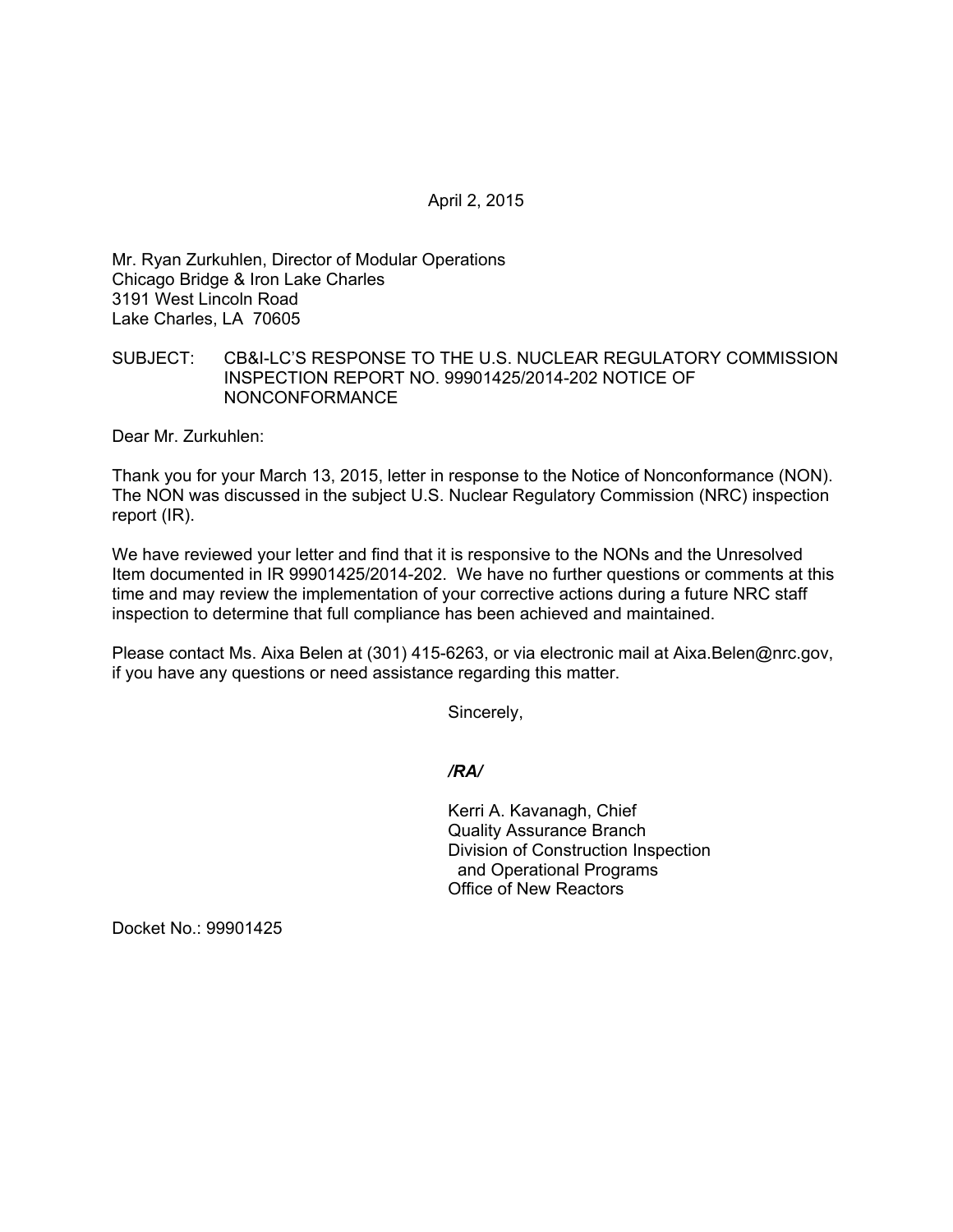April 2, 2015

Mr. Ryan Zurkuhlen, Director of Modular Operations
Chicago Bridge & Iron Lake Charles
3191 West Lincoln Road
Lake Charles, LA 70605

SUBJECT: CB&I-LC'S RESPONSE TO THE U.S. NUCLEAR REGULATORY COMMISSION INSPECTION REPORT NO. 99901425/2014-202 NOTICE OF NONCONFORMANCE

Dear Mr. Zurkuhlen:

Thank you for your March 13, 2015, letter in response to the Notice of Nonconformance (NON). The NON was discussed in the subject U.S. Nuclear Regulatory Commission (NRC) inspection report (IR).

We have reviewed your letter and find that it is responsive to the NONs and the Unresolved Item documented in IR 99901425/2014-202. We have no further questions or comments at this time and may review the implementation of your corrective actions during a future NRC staff inspection to determine that full compliance has been achieved and maintained.

Please contact Ms. Aixa Belen at (301) 415-6263, or via electronic mail at Aixa.Belen@nrc.gov, if you have any questions or need assistance regarding this matter.

Sincerely,

*/RA/*

Kerri A. Kavanagh, Chief
Quality Assurance Branch
Division of Construction Inspection
and Operational Programs
Office of New Reactors

Docket No.: 99901425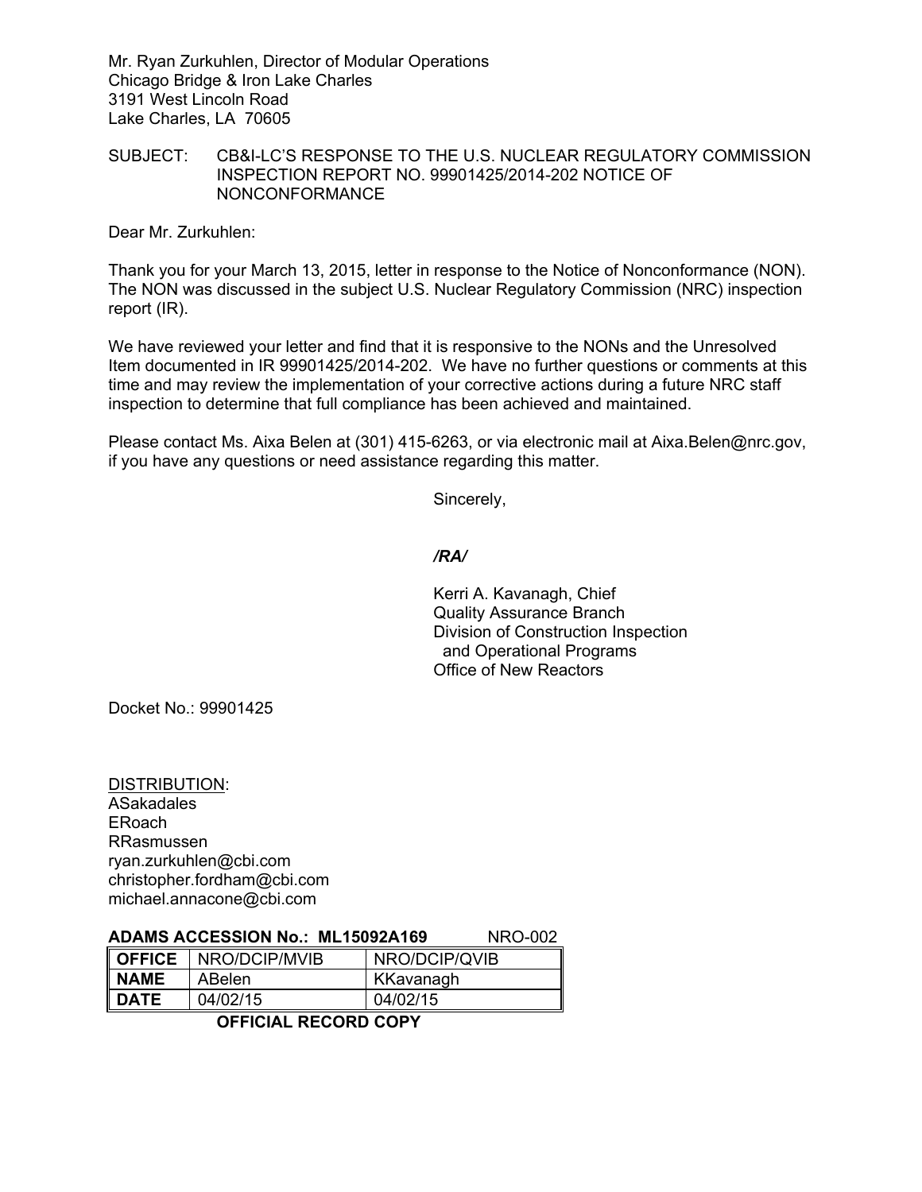Mr. Ryan Zurkuhlen, Director of Modular Operations
Chicago Bridge & Iron Lake Charles
3191 West Lincoln Road
Lake Charles, LA 70605

SUBJECT: CB&I-LC'S RESPONSE TO THE U.S. NUCLEAR REGULATORY COMMISSION INSPECTION REPORT NO. 99901425/2014-202 NOTICE OF NONCONFORMANCE

Dear Mr. Zurkuhlen:

Thank you for your March 13, 2015, letter in response to the Notice of Nonconformance (NON). The NON was discussed in the subject U.S. Nuclear Regulatory Commission (NRC) inspection report (IR).

We have reviewed your letter and find that it is responsive to the NONs and the Unresolved Item documented in IR 99901425/2014-202. We have no further questions or comments at this time and may review the implementation of your corrective actions during a future NRC staff inspection to determine that full compliance has been achieved and maintained.

Please contact Ms. Aixa Belen at (301) 415-6263, or via electronic mail at Aixa.Belen@nrc.gov, if you have any questions or need assistance regarding this matter.

Sincerely,

*/RA/*

Kerri A. Kavanagh, Chief
Quality Assurance Branch
Division of Construction Inspection
and Operational Programs
Office of New Reactors

Docket No.: 99901425

DISTRIBUTION:
ASakadales
ERoach
RRasmussen
ryan.zurkuhlen@cbi.com
christopher.fordham@cbi.com
michael.annacone@cbi.com

**ADAMS ACCESSION No.: ML15092A169** NRO-002

| **OFFICE** | NRO/DCIP/MVIB | NRO/DCIP/QVIB |
|---|---|---|
| **NAME** | ABelen | KKavanagh |
| **DATE** | 04/02/15 | 04/02/15 |

**OFFICIAL RECORD COPY**